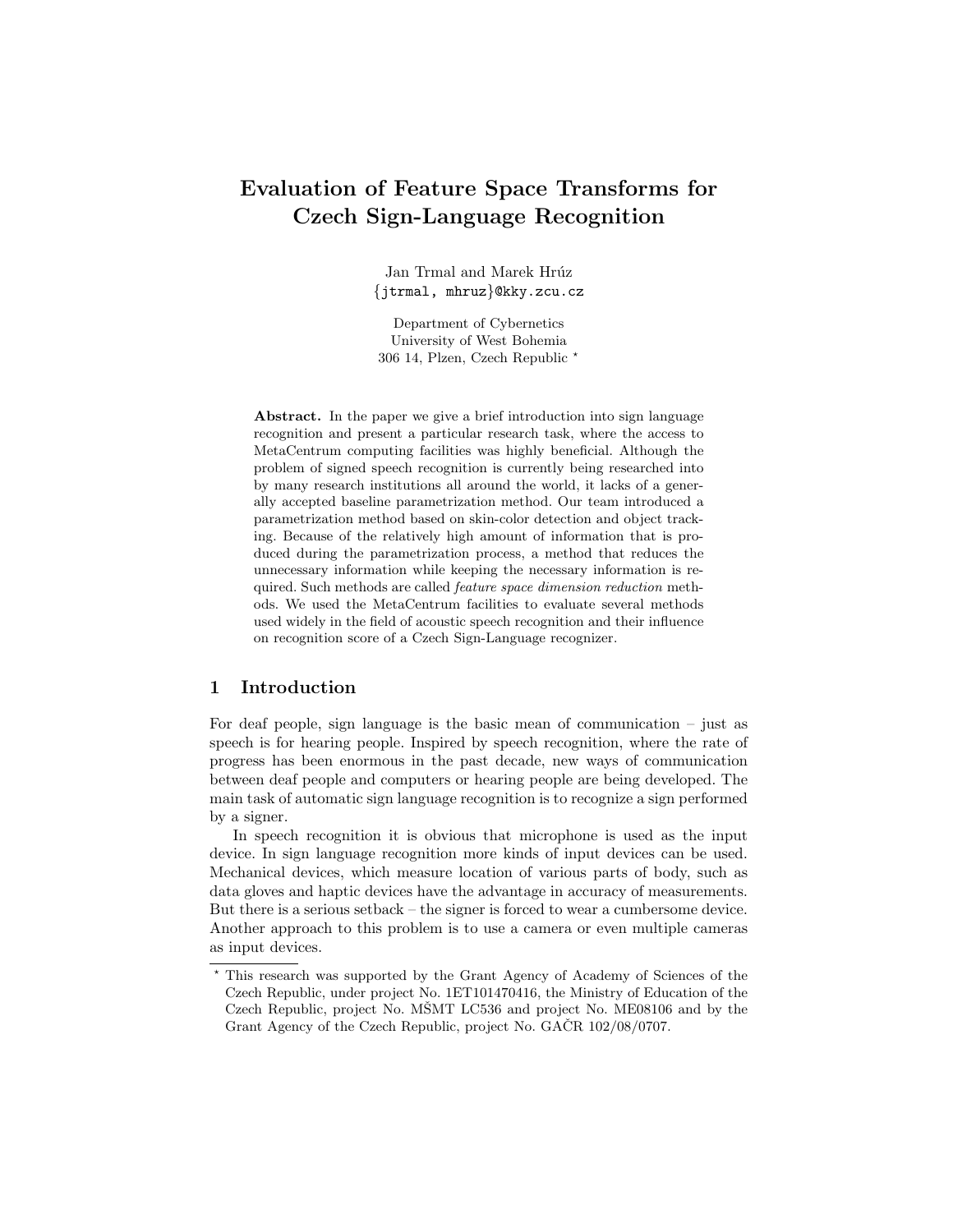# Evaluation of Feature Space Transforms for Czech Sign-Language Recognition

Jan Trmal and Marek Hrúz
{jtrmal, mhruz}@kky.zcu.cz

Department of Cybernetics
University of West Bohemia
306 14, Plzen, Czech Republic *

**Abstract.** In the paper we give a brief introduction into sign language recognition and present a particular research task, where the access to MetaCentrum computing facilities was highly beneficial. Although the problem of signed speech recognition is currently being researched into by many research institutions all around the world, it lacks of a generally accepted baseline parametrization method. Our team introduced a parametrization method based on skin-color detection and object tracking. Because of the relatively high amount of information that is produced during the parametrization process, a method that reduces the unnecessary information while keeping the necessary information is required. Such methods are called *feature space dimension reduction* methods. We used the MetaCentrum facilities to evaluate several methods used widely in the field of acoustic speech recognition and their influence on recognition score of a Czech Sign-Language recognizer.

## 1 Introduction

For deaf people, sign language is the basic mean of communication – just as speech is for hearing people. Inspired by speech recognition, where the rate of progress has been enormous in the past decade, new ways of communication between deaf people and computers or hearing people are being developed. The main task of automatic sign language recognition is to recognize a sign performed by a signer.

In speech recognition it is obvious that microphone is used as the input device. In sign language recognition more kinds of input devices can be used. Mechanical devices, which measure location of various parts of body, such as data gloves and haptic devices have the advantage in accuracy of measurements. But there is a serious setback – the signer is forced to wear a cumbersome device. Another approach to this problem is to use a camera or even multiple cameras as input devices.

* This research was supported by the Grant Agency of Academy of Sciences of the Czech Republic, under project No. 1ET101470416, the Ministry of Education of the Czech Republic, project No. MŠMT LC536 and project No. ME08106 and by the Grant Agency of the Czech Republic, project No. GAČR 102/08/0707.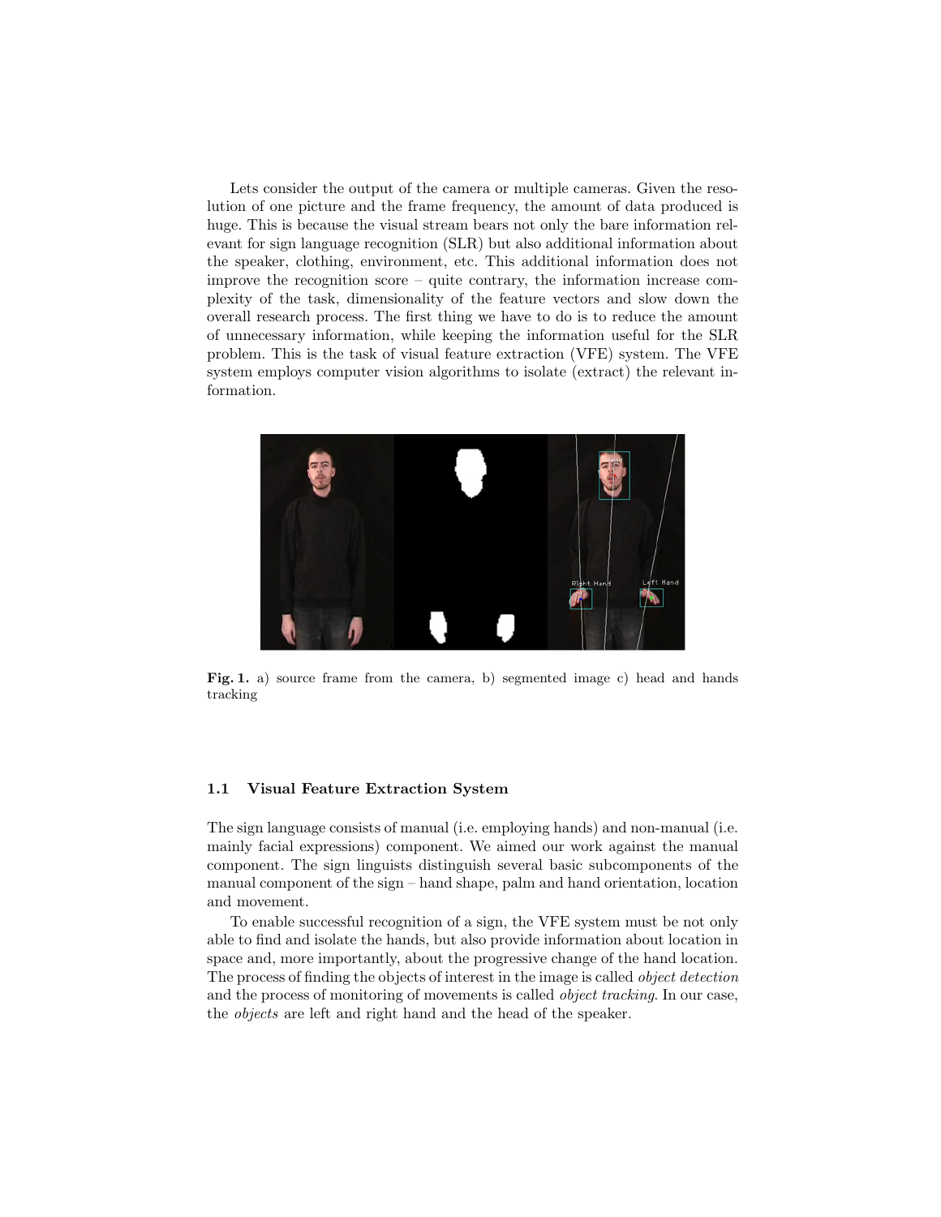Lets consider the output of the camera or multiple cameras. Given the resolution of one picture and the frame frequency, the amount of data produced is huge. This is because the visual stream bears not only the bare information relevant for sign language recognition (SLR) but also additional information about the speaker, clothing, environment, etc. This additional information does not improve the recognition score – quite contrary, the information increase complexity of the task, dimensionality of the feature vectors and slow down the overall research process. The first thing we have to do is to reduce the amount of unnecessary information, while keeping the information useful for the SLR problem. This is the task of visual feature extraction (VFE) system. The VFE system employs computer vision algorithms to isolate (extract) the relevant information.

**Fig. 1.** a) source frame from the camera, b) segmented image c) head and hands tracking

### 1.1 Visual Feature Extraction System

The sign language consists of manual (i.e. employing hands) and non-manual (i.e. mainly facial expressions) component. We aimed our work against the manual component. The sign linguists distinguish several basic subcomponents of the manual component of the sign – hand shape, palm and hand orientation, location and movement.

To enable successful recognition of a sign, the VFE system must be not only able to find and isolate the hands, but also provide information about location in space and, more importantly, about the progressive change of the hand location. The process of finding the objects of interest in the image is called *object detection* and the process of monitoring of movements is called *object tracking*. In our case, the *objects* are left and right hand and the head of the speaker.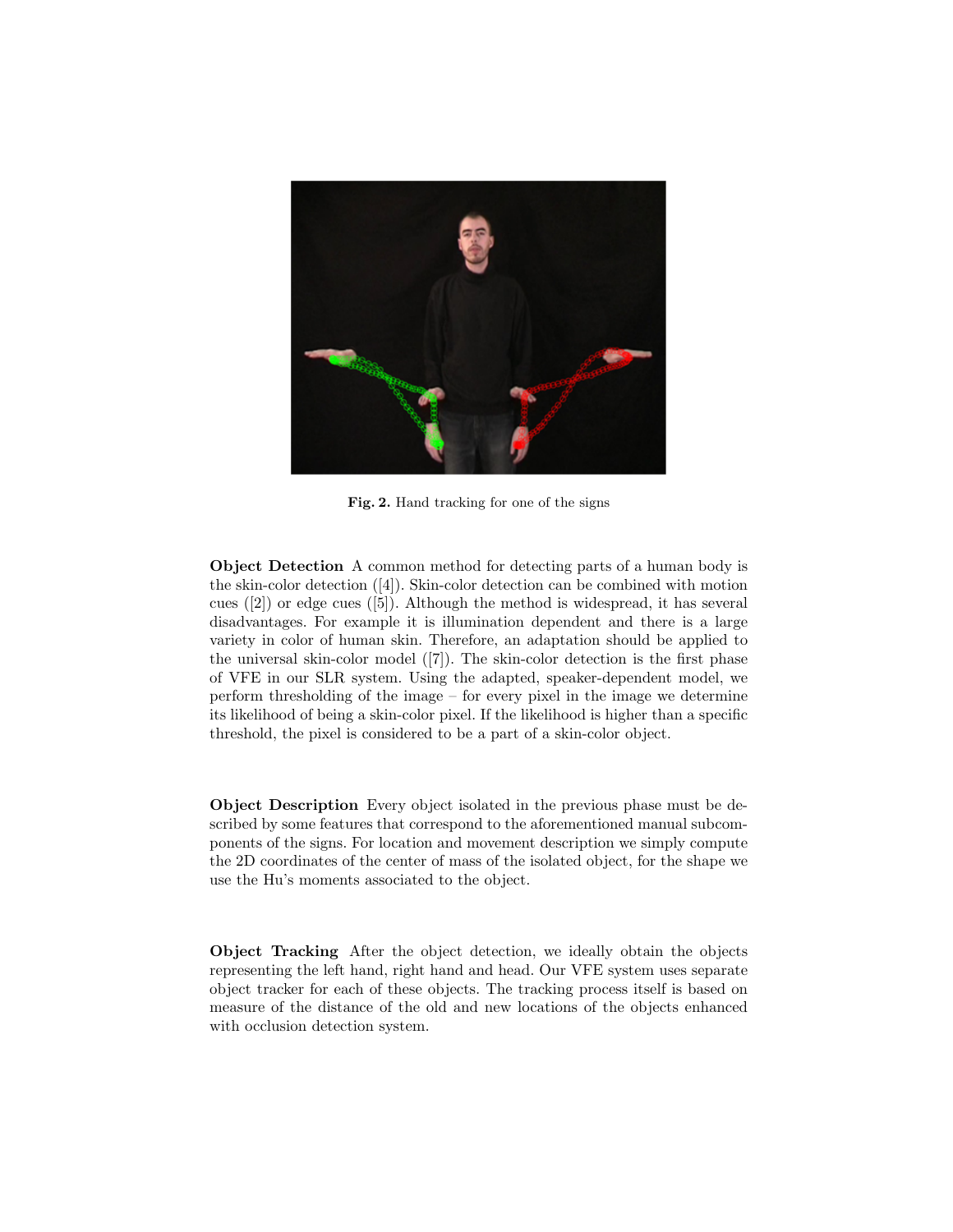Fig. 2. Hand tracking for one of the signs

**Object Detection** A common method for detecting parts of a human body is the skin-color detection ([4]). Skin-color detection can be combined with motion cues ([2]) or edge cues ([5]). Although the method is widespread, it has several disadvantages. For example it is illumination dependent and there is a large variety in color of human skin. Therefore, an adaptation should be applied to the universal skin-color model ([7]). The skin-color detection is the first phase of VFE in our SLR system. Using the adapted, speaker-dependent model, we perform thresholding of the image – for every pixel in the image we determine its likelihood of being a skin-color pixel. If the likelihood is higher than a specific threshold, the pixel is considered to be a part of a skin-color object.

**Object Description** Every object isolated in the previous phase must be described by some features that correspond to the aforementioned manual subcomponents of the signs. For location and movement description we simply compute the 2D coordinates of the center of mass of the isolated object, for the shape we use the Hu's moments associated to the object.

**Object Tracking** After the object detection, we ideally obtain the objects representing the left hand, right hand and head. Our VFE system uses separate object tracker for each of these objects. The tracking process itself is based on measure of the distance of the old and new locations of the objects enhanced with occlusion detection system.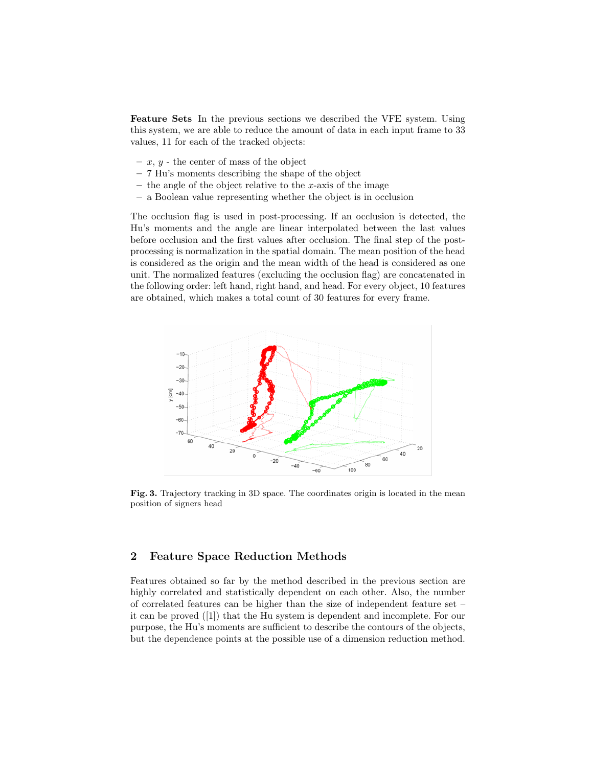**Feature Sets** In the previous sections we described the VFE system. Using this system, we are able to reduce the amount of data in each input frame to 33 values, 11 for each of the tracked objects:

- $x$, $y$ - the center of mass of the object
- 7 Hu's moments describing the shape of the object
- the angle of the object relative to the $x$-axis of the image
- a Boolean value representing whether the object is in occlusion

The occlusion flag is used in post-processing. If an occlusion is detected, the Hu's moments and the angle are linear interpolated between the last values before occlusion and the first values after occlusion. The final step of the post-processing is normalization in the spatial domain. The mean position of the head is considered as the origin and the mean width of the head is considered as one unit. The normalized features (excluding the occlusion flag) are concatenated in the following order: left hand, right hand, and head. For every object, 10 features are obtained, which makes a total count of 30 features for every frame.

**Fig. 3.** Trajectory tracking in 3D space. The coordinates origin is located in the mean position of signers head

## 2 Feature Space Reduction Methods

Features obtained so far by the method described in the previous section are highly correlated and statistically dependent on each other. Also, the number of correlated features can be higher than the size of independent feature set – it can be proved ([1]) that the Hu system is dependent and incomplete. For our purpose, the Hu's moments are sufficient to describe the contours of the objects, but the dependence points at the possible use of a dimension reduction method.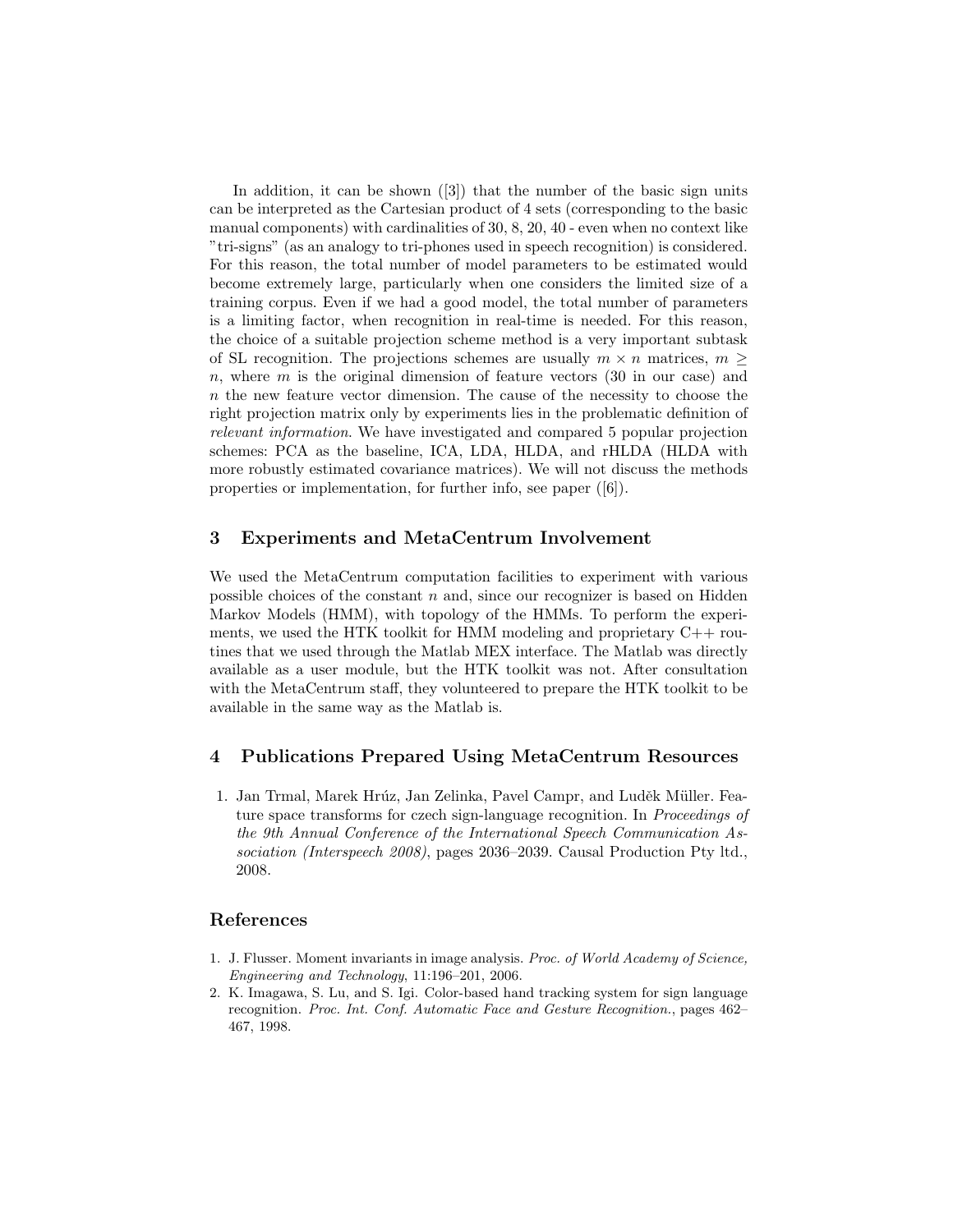In addition, it can be shown ([3]) that the number of the basic sign units can be interpreted as the Cartesian product of 4 sets (corresponding to the basic manual components) with cardinalities of 30, 8, 20, 40 - even when no context like "tri-signs" (as an analogy to tri-phones used in speech recognition) is considered. For this reason, the total number of model parameters to be estimated would become extremely large, particularly when one considers the limited size of a training corpus. Even if we had a good model, the total number of parameters is a limiting factor, when recognition in real-time is needed. For this reason, the choice of a suitable projection scheme method is a very important subtask of SL recognition. The projections schemes are usually $m \times n$ matrices, $m \geq n$, where $m$ is the original dimension of feature vectors (30 in our case) and $n$ the new feature vector dimension. The cause of the necessity to choose the right projection matrix only by experiments lies in the problematic definition of *relevant information*. We have investigated and compared 5 popular projection schemes: PCA as the baseline, ICA, LDA, HLDA, and rHLDA (HLDA with more robustly estimated covariance matrices). We will not discuss the methods properties or implementation, for further info, see paper ([6]).

## 3 Experiments and MetaCentrum Involvement

We used the MetaCentrum computation facilities to experiment with various possible choices of the constant $n$ and, since our recognizer is based on Hidden Markov Models (HMM), with topology of the HMMs. To perform the experiments, we used the HTK toolkit for HMM modeling and proprietary C++ routines that we used through the Matlab MEX interface. The Matlab was directly available as a user module, but the HTK toolkit was not. After consultation with the MetaCentrum staff, they volunteered to prepare the HTK toolkit to be available in the same way as the Matlab is.

## 4 Publications Prepared Using MetaCentrum Resources

1. Jan Trmal, Marek Hrúz, Jan Zelinka, Pavel Campr, and Luděk Müller. Feature space transforms for czech sign-language recognition. In *Proceedings of the 9th Annual Conference of the International Speech Communication Association (Interspeech 2008)*, pages 2036–2039. Causal Production Pty ltd., 2008.

## References

1. J. Flusser. Moment invariants in image analysis. *Proc. of World Academy of Science, Engineering and Technology*, 11:196–201, 2006.
2. K. Imagawa, S. Lu, and S. Igi. Color-based hand tracking system for sign language recognition. *Proc. Int. Conf. Automatic Face and Gesture Recognition.*, pages 462–467, 1998.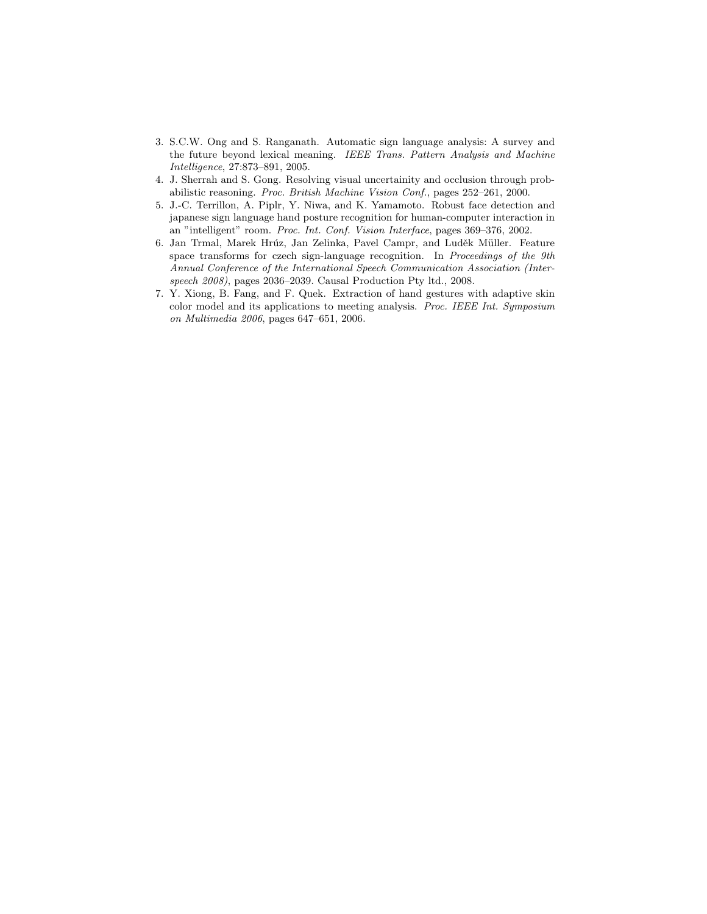3. S.C.W. Ong and S. Ranganath. Automatic sign language analysis: A survey and the future beyond lexical meaning. *IEEE Trans. Pattern Analysis and Machine Intelligence*, 27:873–891, 2005.
4. J. Sherrah and S. Gong. Resolving visual uncertainity and occlusion through probabilistic reasoning. *Proc. British Machine Vision Conf.*, pages 252–261, 2000.
5. J.-C. Terrillon, A. Piplr, Y. Niwa, and K. Yamamoto. Robust face detection and japanese sign language hand posture recognition for human-computer interaction in an "intelligent" room. *Proc. Int. Conf. Vision Interface*, pages 369–376, 2002.
6. Jan Trmal, Marek Hrúz, Jan Zelinka, Pavel Campr, and Luděk Müller. Feature space transforms for czech sign-language recognition. In *Proceedings of the 9th Annual Conference of the International Speech Communication Association (Interspeech 2008)*, pages 2036–2039. Causal Production Pty ltd., 2008.
7. Y. Xiong, B. Fang, and F. Quek. Extraction of hand gestures with adaptive skin color model and its applications to meeting analysis. *Proc. IEEE Int. Symposium on Multimedia 2006*, pages 647–651, 2006.